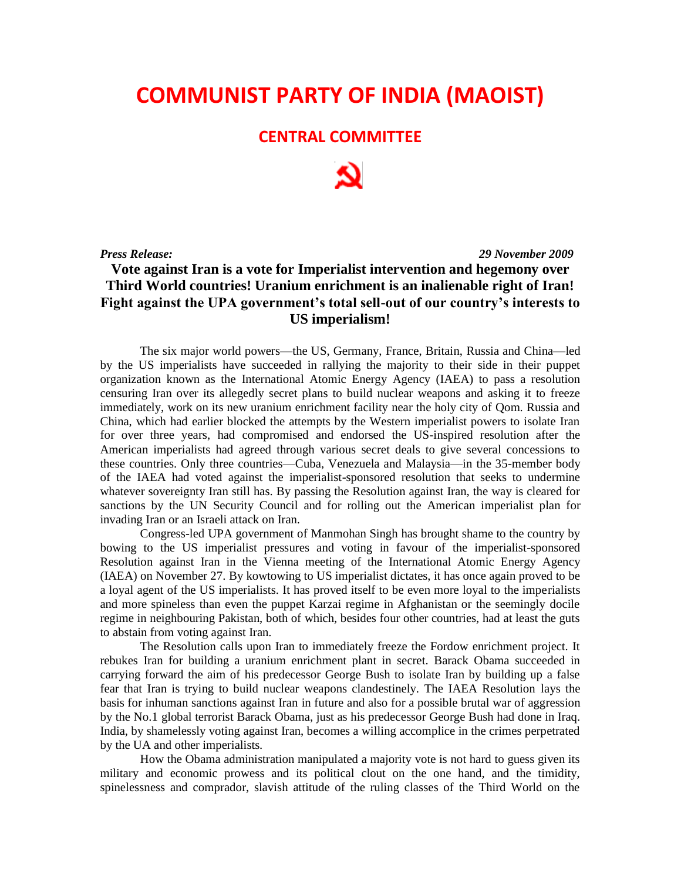# COMMUNIST PARTY OF INDIA (MAOIST)

## CENTRAL COMMITTEE

***Press Release:*** ***29 November 2009***

### Vote against Iran is a vote for Imperialist intervention and hegemony over Third World countries! Uranium enrichment is an inalienable right of Iran! Fight against the UPA government's total sell-out of our country's interests to US imperialism!

The six major world powers—the US, Germany, France, Britain, Russia and China—led by the US imperialists have succeeded in rallying the majority to their side in their puppet organization known as the International Atomic Energy Agency (IAEA) to pass a resolution censuring Iran over its allegedly secret plans to build nuclear weapons and asking it to freeze immediately, work on its new uranium enrichment facility near the holy city of Qom. Russia and China, which had earlier blocked the attempts by the Western imperialist powers to isolate Iran for over three years, had compromised and endorsed the US-inspired resolution after the American imperialists had agreed through various secret deals to give several concessions to these countries. Only three countries—Cuba, Venezuela and Malaysia—in the 35-member body of the IAEA had voted against the imperialist-sponsored resolution that seeks to undermine whatever sovereignty Iran still has. By passing the Resolution against Iran, the way is cleared for sanctions by the UN Security Council and for rolling out the American imperialist plan for invading Iran or an Israeli attack on Iran.

Congress-led UPA government of Manmohan Singh has brought shame to the country by bowing to the US imperialist pressures and voting in favour of the imperialist-sponsored Resolution against Iran in the Vienna meeting of the International Atomic Energy Agency (IAEA) on November 27. By kowtowing to US imperialist dictates, it has once again proved to be a loyal agent of the US imperialists. It has proved itself to be even more loyal to the imperialists and more spineless than even the puppet Karzai regime in Afghanistan or the seemingly docile regime in neighbouring Pakistan, both of which, besides four other countries, had at least the guts to abstain from voting against Iran.

The Resolution calls upon Iran to immediately freeze the Fordow enrichment project. It rebukes Iran for building a uranium enrichment plant in secret. Barack Obama succeeded in carrying forward the aim of his predecessor George Bush to isolate Iran by building up a false fear that Iran is trying to build nuclear weapons clandestinely. The IAEA Resolution lays the basis for inhuman sanctions against Iran in future and also for a possible brutal war of aggression by the No.1 global terrorist Barack Obama, just as his predecessor George Bush had done in Iraq. India, by shamelessly voting against Iran, becomes a willing accomplice in the crimes perpetrated by the UA and other imperialists.

How the Obama administration manipulated a majority vote is not hard to guess given its military and economic prowess and its political clout on the one hand, and the timidity, spinelessness and comprador, slavish attitude of the ruling classes of the Third World on the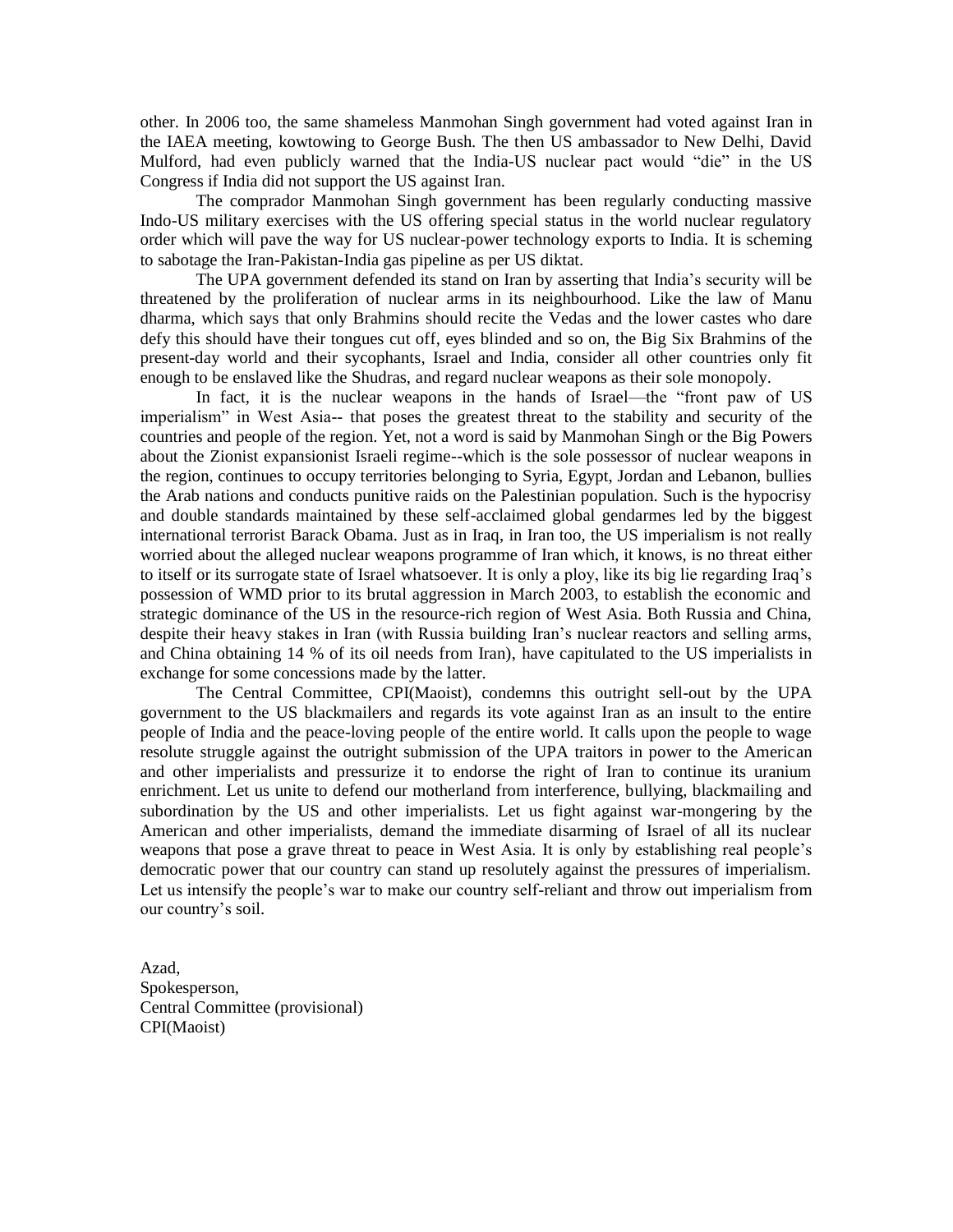other. In 2006 too, the same shameless Manmohan Singh government had voted against Iran in the IAEA meeting, kowtowing to George Bush. The then US ambassador to New Delhi, David Mulford, had even publicly warned that the India-US nuclear pact would "die" in the US Congress if India did not support the US against Iran.

The comprador Manmohan Singh government has been regularly conducting massive Indo-US military exercises with the US offering special status in the world nuclear regulatory order which will pave the way for US nuclear-power technology exports to India. It is scheming to sabotage the Iran-Pakistan-India gas pipeline as per US diktat.

The UPA government defended its stand on Iran by asserting that India's security will be threatened by the proliferation of nuclear arms in its neighbourhood. Like the law of Manu dharma, which says that only Brahmins should recite the Vedas and the lower castes who dare defy this should have their tongues cut off, eyes blinded and so on, the Big Six Brahmins of the present-day world and their sycophants, Israel and India, consider all other countries only fit enough to be enslaved like the Shudras, and regard nuclear weapons as their sole monopoly.

In fact, it is the nuclear weapons in the hands of Israel—the "front paw of US imperialism" in West Asia-- that poses the greatest threat to the stability and security of the countries and people of the region. Yet, not a word is said by Manmohan Singh or the Big Powers about the Zionist expansionist Israeli regime--which is the sole possessor of nuclear weapons in the region, continues to occupy territories belonging to Syria, Egypt, Jordan and Lebanon, bullies the Arab nations and conducts punitive raids on the Palestinian population. Such is the hypocrisy and double standards maintained by these self-acclaimed global gendarmes led by the biggest international terrorist Barack Obama. Just as in Iraq, in Iran too, the US imperialism is not really worried about the alleged nuclear weapons programme of Iran which, it knows, is no threat either to itself or its surrogate state of Israel whatsoever. It is only a ploy, like its big lie regarding Iraq's possession of WMD prior to its brutal aggression in March 2003, to establish the economic and strategic dominance of the US in the resource-rich region of West Asia. Both Russia and China, despite their heavy stakes in Iran (with Russia building Iran's nuclear reactors and selling arms, and China obtaining 14 % of its oil needs from Iran), have capitulated to the US imperialists in exchange for some concessions made by the latter.

The Central Committee, CPI(Maoist), condemns this outright sell-out by the UPA government to the US blackmailers and regards its vote against Iran as an insult to the entire people of India and the peace-loving people of the entire world. It calls upon the people to wage resolute struggle against the outright submission of the UPA traitors in power to the American and other imperialists and pressurize it to endorse the right of Iran to continue its uranium enrichment. Let us unite to defend our motherland from interference, bullying, blackmailing and subordination by the US and other imperialists. Let us fight against war-mongering by the American and other imperialists, demand the immediate disarming of Israel of all its nuclear weapons that pose a grave threat to peace in West Asia. It is only by establishing real people's democratic power that our country can stand up resolutely against the pressures of imperialism. Let us intensify the people's war to make our country self-reliant and throw out imperialism from our country's soil.

Azad,
Spokesperson,
Central Committee (provisional)
CPI(Maoist)